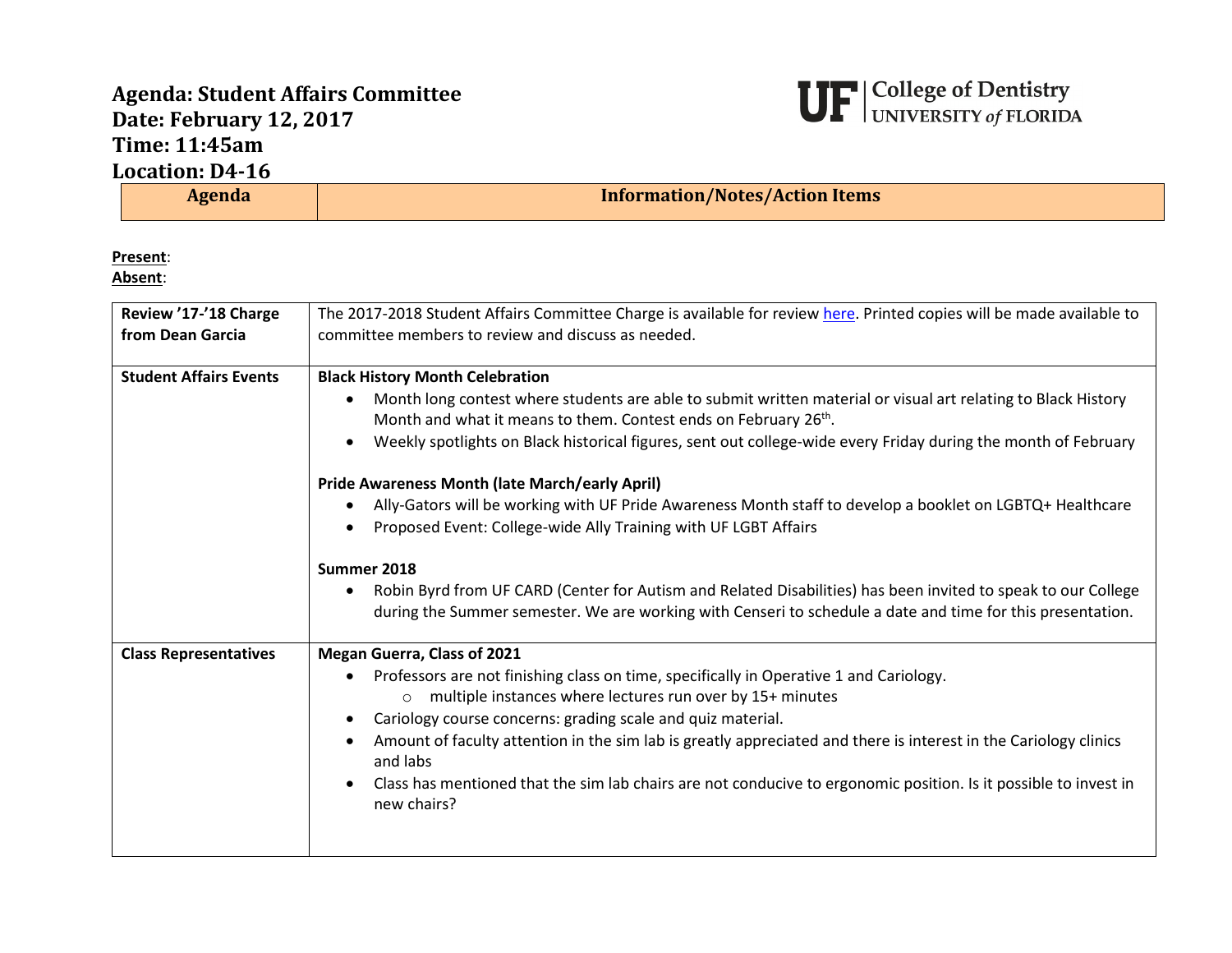**Agenda: Student Affairs Committee**
**Date: February 12, 2017**
**Time: 11:45am**
**Location: D4-16**

UF | College of Dentistry
UNIVERSITY of FLORIDA

| Agenda | Information/Notes/Action Items |
|---|---|

**Present**:
**Absent**:

| | |
|---|---|
| **Review '17-'18 Charge from Dean Garcia** | The 2017-2018 Student Affairs Committee Charge is available for review here. Printed copies will be made available to committee members to review and discuss as needed. |
| **Student Affairs Events** | **Black History Month Celebration**<br>• Month long contest where students are able to submit written material or visual art relating to Black History Month and what it means to them. Contest ends on February 26th.<br>• Weekly spotlights on Black historical figures, sent out college-wide every Friday during the month of February<br><br>**Pride Awareness Month (late March/early April)**<br>• Ally-Gators will be working with UF Pride Awareness Month staff to develop a booklet on LGBTQ+ Healthcare<br>• Proposed Event: College-wide Ally Training with UF LGBT Affairs<br><br>**Summer 2018**<br>• Robin Byrd from UF CARD (Center for Autism and Related Disabilities) has been invited to speak to our College during the Summer semester. We are working with Censeri to schedule a date and time for this presentation. |
| **Class Representatives** | **Megan Guerra, Class of 2021**<br>• Professors are not finishing class on time, specifically in Operative 1 and Cariology.<br>&nbsp;&nbsp;&nbsp;&nbsp;○ multiple instances where lectures run over by 15+ minutes<br>• Cariology course concerns: grading scale and quiz material.<br>• Amount of faculty attention in the sim lab is greatly appreciated and there is interest in the Cariology clinics and labs<br>• Class has mentioned that the sim lab chairs are not conducive to ergonomic position. Is it possible to invest in new chairs? |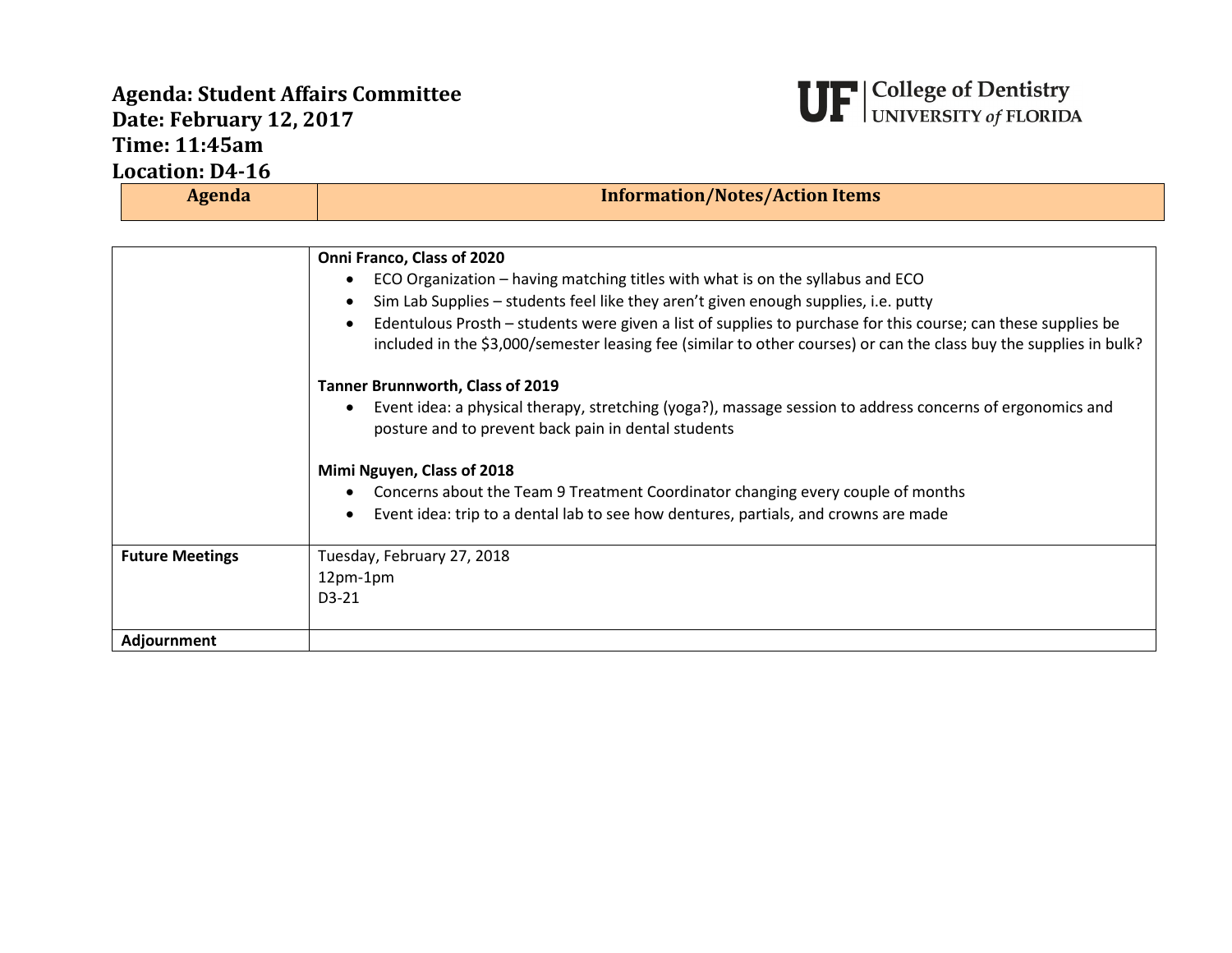**Agenda: Student Affairs Committee**
**Date: February 12, 2017**
**Time: 11:45am**
**Location: D4-16**

UF | College of Dentistry
UNIVERSITY *of* FLORIDA

| Agenda | Information/Notes/Action Items |
|---|---|
| | **Onni Franco, Class of 2020**<br>• ECO Organization – having matching titles with what is on the syllabus and ECO<br>• Sim Lab Supplies – students feel like they aren't given enough supplies, i.e. putty<br>• Edentulous Prosth – students were given a list of supplies to purchase for this course; can these supplies be included in the $3,000/semester leasing fee (similar to other courses) or can the class buy the supplies in bulk?<br><br>**Tanner Brunnworth, Class of 2019**<br>• Event idea: a physical therapy, stretching (yoga?), massage session to address concerns of ergonomics and posture and to prevent back pain in dental students<br><br>**Mimi Nguyen, Class of 2018**<br>• Concerns about the Team 9 Treatment Coordinator changing every couple of months<br>• Event idea: trip to a dental lab to see how dentures, partials, and crowns are made |
| **Future Meetings** | Tuesday, February 27, 2018<br>12pm-1pm<br>D3-21 |
| **Adjournment** | |